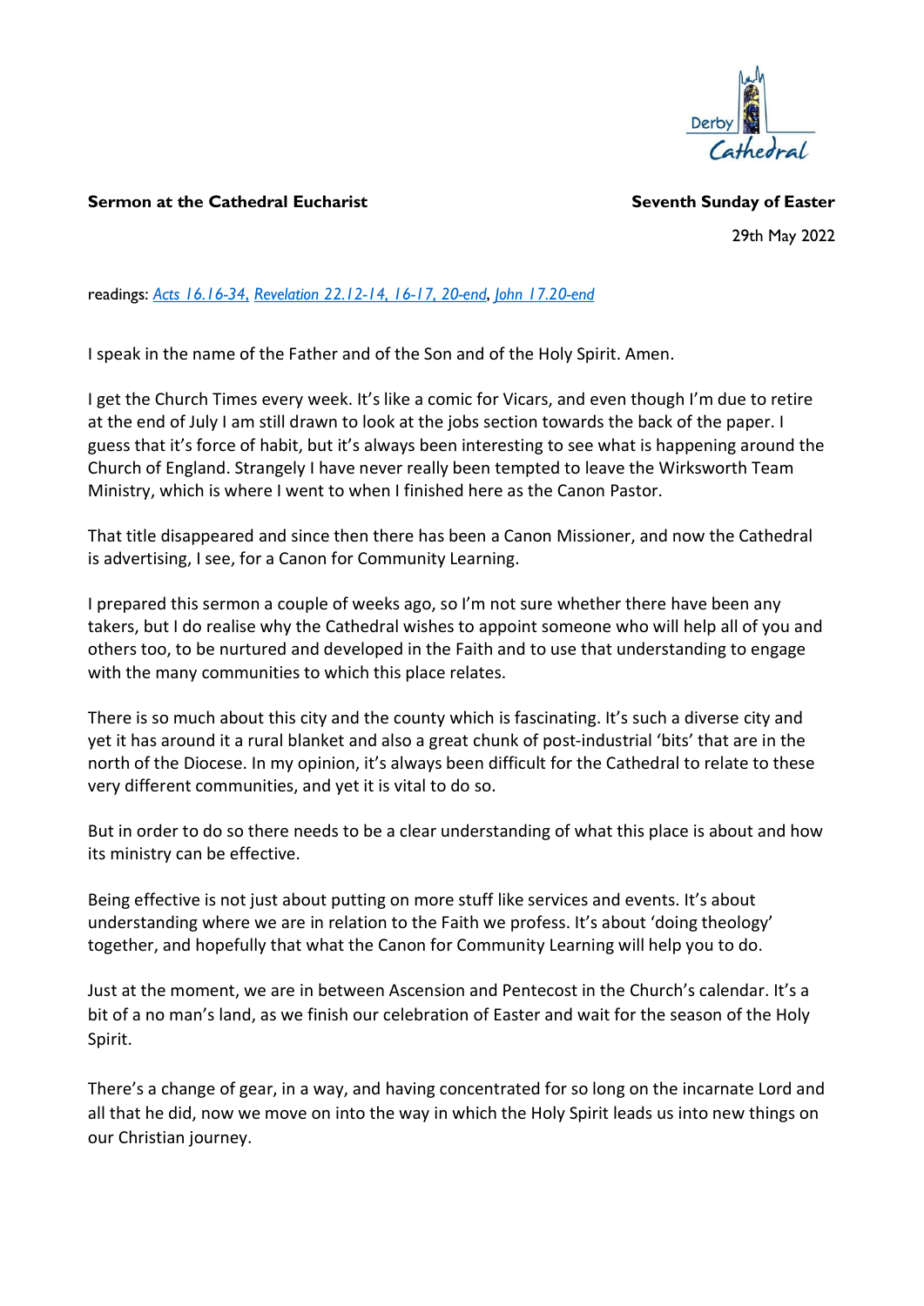**Sermon at the Cathedral Eucharist** **Seventh Sunday of Easter**

29th May 2022

readings: Acts 16.16-34, Revelation 22.12-14, 16-17, 20-end, John 17.20-end

I speak in the name of the Father and of the Son and of the Holy Spirit. Amen.

I get the Church Times every week. It's like a comic for Vicars, and even though I'm due to retire at the end of July I am still drawn to look at the jobs section towards the back of the paper. I guess that it's force of habit, but it's always been interesting to see what is happening around the Church of England. Strangely I have never really been tempted to leave the Wirksworth Team Ministry, which is where I went to when I finished here as the Canon Pastor.

That title disappeared and since then there has been a Canon Missioner, and now the Cathedral is advertising, I see, for a Canon for Community Learning.

I prepared this sermon a couple of weeks ago, so I'm not sure whether there have been any takers, but I do realise why the Cathedral wishes to appoint someone who will help all of you and others too, to be nurtured and developed in the Faith and to use that understanding to engage with the many communities to which this place relates.

There is so much about this city and the county which is fascinating. It's such a diverse city and yet it has around it a rural blanket and also a great chunk of post-industrial 'bits' that are in the north of the Diocese. In my opinion, it's always been difficult for the Cathedral to relate to these very different communities, and yet it is vital to do so.

But in order to do so there needs to be a clear understanding of what this place is about and how its ministry can be effective.

Being effective is not just about putting on more stuff like services and events. It's about understanding where we are in relation to the Faith we profess. It's about 'doing theology' together, and hopefully that what the Canon for Community Learning will help you to do.

Just at the moment, we are in between Ascension and Pentecost in the Church's calendar. It's a bit of a no man's land, as we finish our celebration of Easter and wait for the season of the Holy Spirit.

There's a change of gear, in a way, and having concentrated for so long on the incarnate Lord and all that he did, now we move on into the way in which the Holy Spirit leads us into new things on our Christian journey.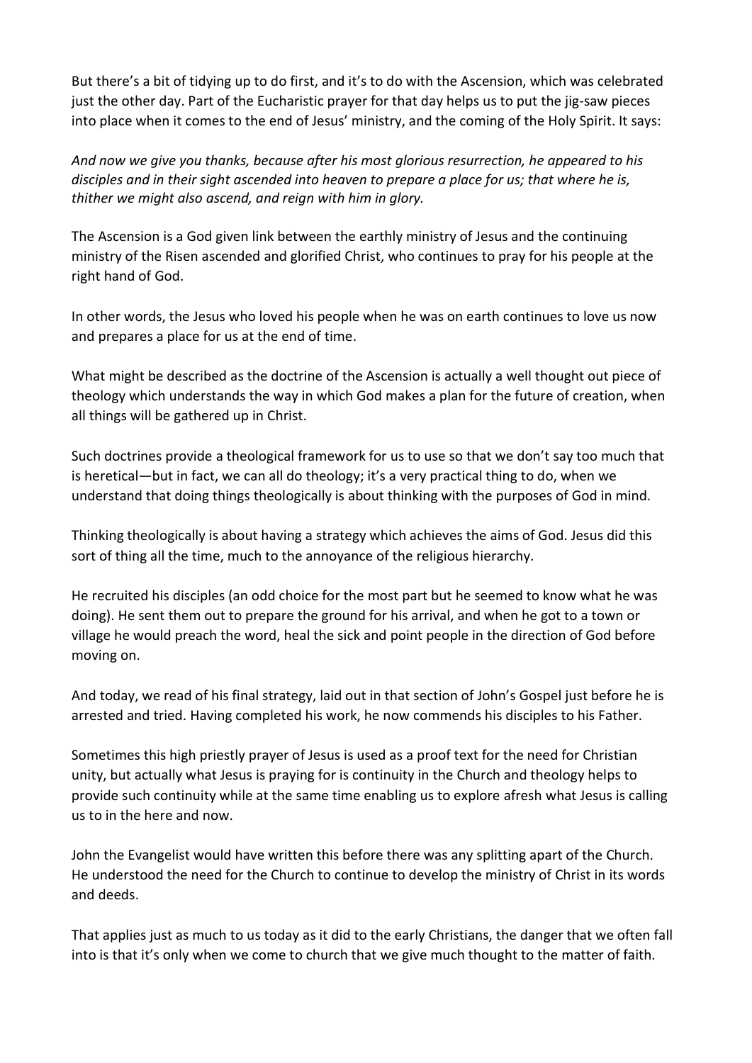But there's a bit of tidying up to do first, and it's to do with the Ascension, which was celebrated just the other day. Part of the Eucharistic prayer for that day helps us to put the jig-saw pieces into place when it comes to the end of Jesus' ministry, and the coming of the Holy Spirit. It says:

*And now we give you thanks, because after his most glorious resurrection, he appeared to his disciples and in their sight ascended into heaven to prepare a place for us; that where he is, thither we might also ascend, and reign with him in glory.*

The Ascension is a God given link between the earthly ministry of Jesus and the continuing ministry of the Risen ascended and glorified Christ, who continues to pray for his people at the right hand of God.

In other words, the Jesus who loved his people when he was on earth continues to love us now and prepares a place for us at the end of time.

What might be described as the doctrine of the Ascension is actually a well thought out piece of theology which understands the way in which God makes a plan for the future of creation, when all things will be gathered up in Christ.

Such doctrines provide a theological framework for us to use so that we don't say too much that is heretical—but in fact, we can all do theology; it's a very practical thing to do, when we understand that doing things theologically is about thinking with the purposes of God in mind.

Thinking theologically is about having a strategy which achieves the aims of God. Jesus did this sort of thing all the time, much to the annoyance of the religious hierarchy.

He recruited his disciples (an odd choice for the most part but he seemed to know what he was doing). He sent them out to prepare the ground for his arrival, and when he got to a town or village he would preach the word, heal the sick and point people in the direction of God before moving on.

And today, we read of his final strategy, laid out in that section of John's Gospel just before he is arrested and tried. Having completed his work, he now commends his disciples to his Father.

Sometimes this high priestly prayer of Jesus is used as a proof text for the need for Christian unity, but actually what Jesus is praying for is continuity in the Church and theology helps to provide such continuity while at the same time enabling us to explore afresh what Jesus is calling us to in the here and now.

John the Evangelist would have written this before there was any splitting apart of the Church. He understood the need for the Church to continue to develop the ministry of Christ in its words and deeds.

That applies just as much to us today as it did to the early Christians, the danger that we often fall into is that it's only when we come to church that we give much thought to the matter of faith.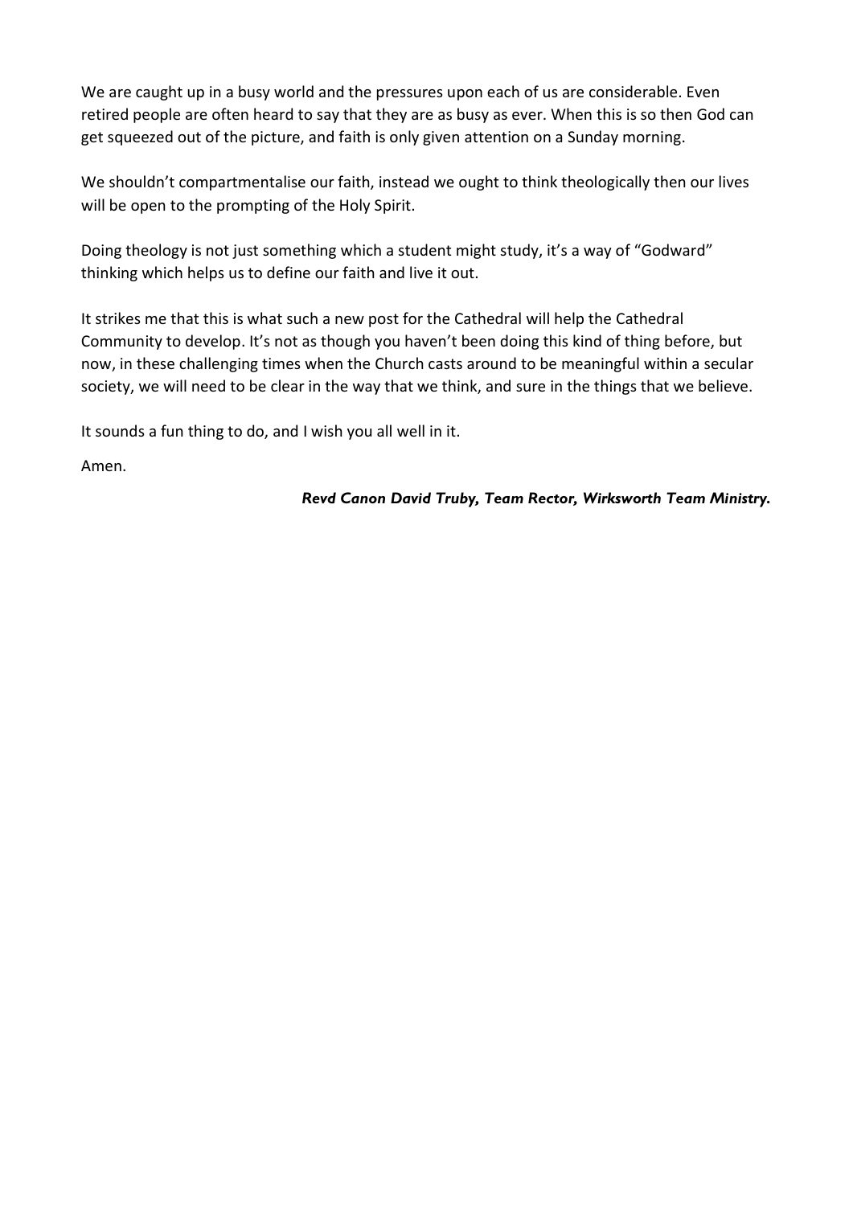We are caught up in a busy world and the pressures upon each of us are considerable. Even retired people are often heard to say that they are as busy as ever. When this is so then God can get squeezed out of the picture, and faith is only given attention on a Sunday morning.

We shouldn't compartmentalise our faith, instead we ought to think theologically then our lives will be open to the prompting of the Holy Spirit.

Doing theology is not just something which a student might study, it's a way of "Godward" thinking which helps us to define our faith and live it out.

It strikes me that this is what such a new post for the Cathedral will help the Cathedral Community to develop. It's not as though you haven't been doing this kind of thing before, but now, in these challenging times when the Church casts around to be meaningful within a secular society, we will need to be clear in the way that we think, and sure in the things that we believe.

It sounds a fun thing to do, and I wish you all well in it.

Amen.

***Revd Canon David Truby, Team Rector, Wirksworth Team Ministry.***